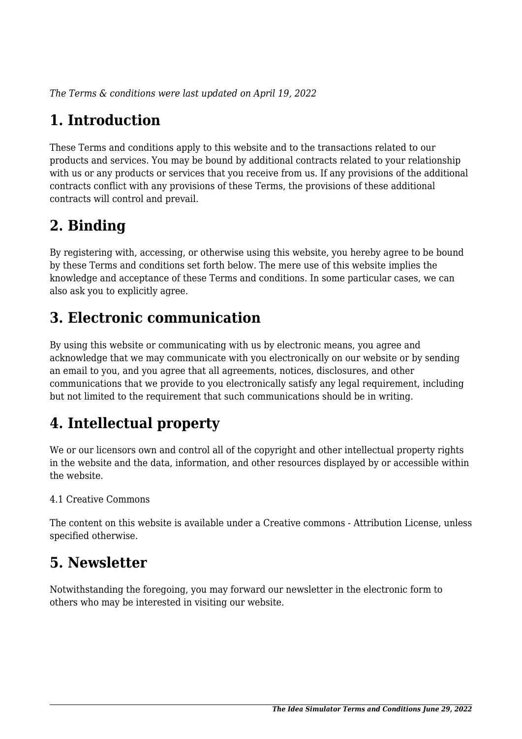*The Terms & conditions were last updated on April 19, 2022*

# 1. Introduction

These Terms and conditions apply to this website and to the transactions related to our products and services. You may be bound by additional contracts related to your relationship with us or any products or services that you receive from us. If any provisions of the additional contracts conflict with any provisions of these Terms, the provisions of these additional contracts will control and prevail.

# 2. Binding

By registering with, accessing, or otherwise using this website, you hereby agree to be bound by these Terms and conditions set forth below. The mere use of this website implies the knowledge and acceptance of these Terms and conditions. In some particular cases, we can also ask you to explicitly agree.

# 3. Electronic communication

By using this website or communicating with us by electronic means, you agree and acknowledge that we may communicate with you electronically on our website or by sending an email to you, and you agree that all agreements, notices, disclosures, and other communications that we provide to you electronically satisfy any legal requirement, including but not limited to the requirement that such communications should be in writing.

# 4. Intellectual property

We or our licensors own and control all of the copyright and other intellectual property rights in the website and the data, information, and other resources displayed by or accessible within the website.

4.1 Creative Commons

The content on this website is available under a Creative commons - Attribution License, unless specified otherwise.

# 5. Newsletter

Notwithstanding the foregoing, you may forward our newsletter in the electronic form to others who may be interested in visiting our website.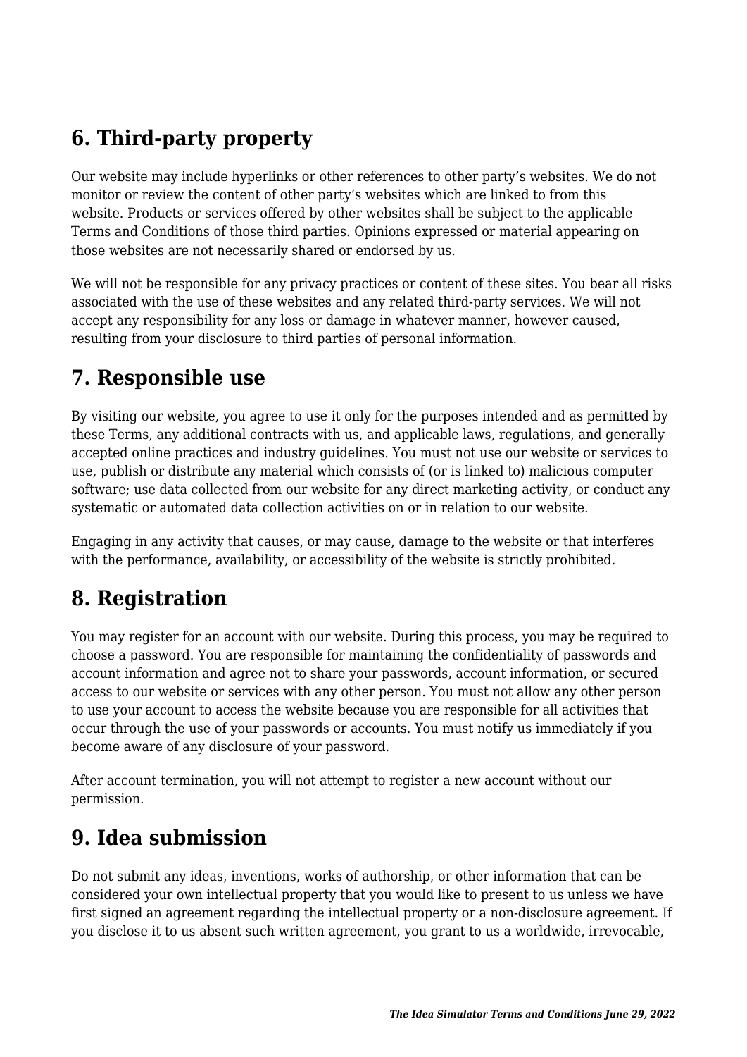## 6. Third-party property

Our website may include hyperlinks or other references to other party's websites. We do not monitor or review the content of other party's websites which are linked to from this website. Products or services offered by other websites shall be subject to the applicable Terms and Conditions of those third parties. Opinions expressed or material appearing on those websites are not necessarily shared or endorsed by us.

We will not be responsible for any privacy practices or content of these sites. You bear all risks associated with the use of these websites and any related third-party services. We will not accept any responsibility for any loss or damage in whatever manner, however caused, resulting from your disclosure to third parties of personal information.

## 7. Responsible use

By visiting our website, you agree to use it only for the purposes intended and as permitted by these Terms, any additional contracts with us, and applicable laws, regulations, and generally accepted online practices and industry guidelines. You must not use our website or services to use, publish or distribute any material which consists of (or is linked to) malicious computer software; use data collected from our website for any direct marketing activity, or conduct any systematic or automated data collection activities on or in relation to our website.

Engaging in any activity that causes, or may cause, damage to the website or that interferes with the performance, availability, or accessibility of the website is strictly prohibited.

## 8. Registration

You may register for an account with our website. During this process, you may be required to choose a password. You are responsible for maintaining the confidentiality of passwords and account information and agree not to share your passwords, account information, or secured access to our website or services with any other person. You must not allow any other person to use your account to access the website because you are responsible for all activities that occur through the use of your passwords or accounts. You must notify us immediately if you become aware of any disclosure of your password.

After account termination, you will not attempt to register a new account without our permission.

## 9. Idea submission

Do not submit any ideas, inventions, works of authorship, or other information that can be considered your own intellectual property that you would like to present to us unless we have first signed an agreement regarding the intellectual property or a non-disclosure agreement. If you disclose it to us absent such written agreement, you grant to us a worldwide, irrevocable,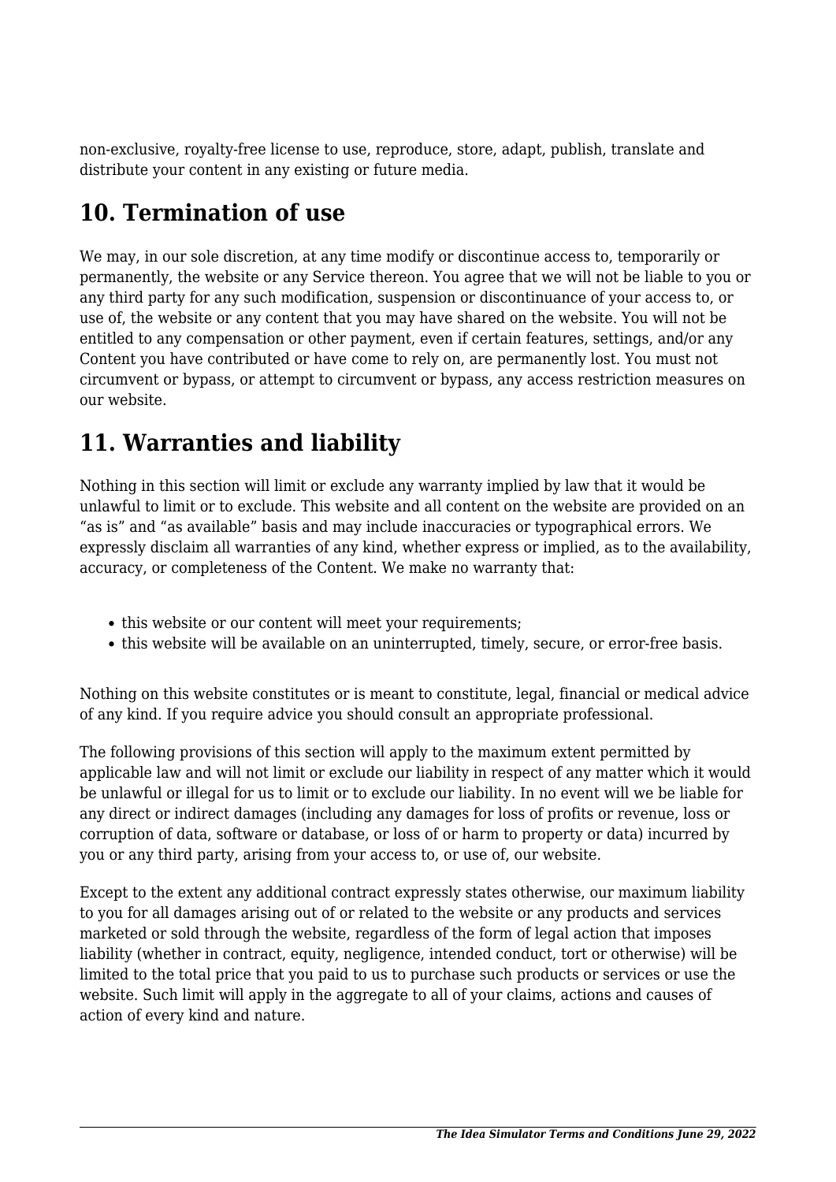non-exclusive, royalty-free license to use, reproduce, store, adapt, publish, translate and distribute your content in any existing or future media.

## 10. Termination of use

We may, in our sole discretion, at any time modify or discontinue access to, temporarily or permanently, the website or any Service thereon. You agree that we will not be liable to you or any third party for any such modification, suspension or discontinuance of your access to, or use of, the website or any content that you may have shared on the website. You will not be entitled to any compensation or other payment, even if certain features, settings, and/or any Content you have contributed or have come to rely on, are permanently lost. You must not circumvent or bypass, or attempt to circumvent or bypass, any access restriction measures on our website.

## 11. Warranties and liability

Nothing in this section will limit or exclude any warranty implied by law that it would be unlawful to limit or to exclude. This website and all content on the website are provided on an "as is" and "as available" basis and may include inaccuracies or typographical errors. We expressly disclaim all warranties of any kind, whether express or implied, as to the availability, accuracy, or completeness of the Content. We make no warranty that:

- this website or our content will meet your requirements;
- this website will be available on an uninterrupted, timely, secure, or error-free basis.

Nothing on this website constitutes or is meant to constitute, legal, financial or medical advice of any kind. If you require advice you should consult an appropriate professional.

The following provisions of this section will apply to the maximum extent permitted by applicable law and will not limit or exclude our liability in respect of any matter which it would be unlawful or illegal for us to limit or to exclude our liability. In no event will we be liable for any direct or indirect damages (including any damages for loss of profits or revenue, loss or corruption of data, software or database, or loss of or harm to property or data) incurred by you or any third party, arising from your access to, or use of, our website.

Except to the extent any additional contract expressly states otherwise, our maximum liability to you for all damages arising out of or related to the website or any products and services marketed or sold through the website, regardless of the form of legal action that imposes liability (whether in contract, equity, negligence, intended conduct, tort or otherwise) will be limited to the total price that you paid to us to purchase such products or services or use the website. Such limit will apply in the aggregate to all of your claims, actions and causes of action of every kind and nature.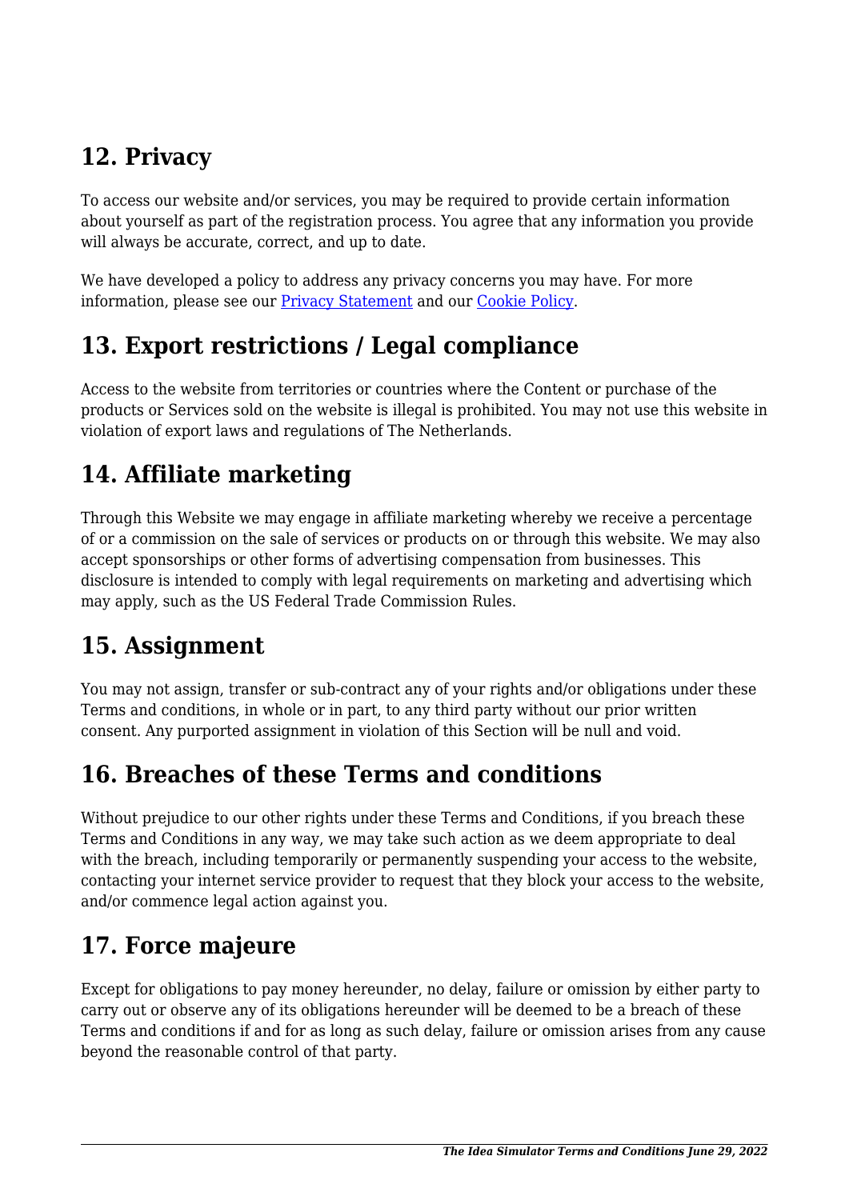## 12. Privacy

To access our website and/or services, you may be required to provide certain information about yourself as part of the registration process. You agree that any information you provide will always be accurate, correct, and up to date.

We have developed a policy to address any privacy concerns you may have. For more information, please see our Privacy Statement and our Cookie Policy.

## 13. Export restrictions / Legal compliance

Access to the website from territories or countries where the Content or purchase of the products or Services sold on the website is illegal is prohibited. You may not use this website in violation of export laws and regulations of The Netherlands.

## 14. Affiliate marketing

Through this Website we may engage in affiliate marketing whereby we receive a percentage of or a commission on the sale of services or products on or through this website. We may also accept sponsorships or other forms of advertising compensation from businesses. This disclosure is intended to comply with legal requirements on marketing and advertising which may apply, such as the US Federal Trade Commission Rules.

## 15. Assignment

You may not assign, transfer or sub-contract any of your rights and/or obligations under these Terms and conditions, in whole or in part, to any third party without our prior written consent. Any purported assignment in violation of this Section will be null and void.

## 16. Breaches of these Terms and conditions

Without prejudice to our other rights under these Terms and Conditions, if you breach these Terms and Conditions in any way, we may take such action as we deem appropriate to deal with the breach, including temporarily or permanently suspending your access to the website, contacting your internet service provider to request that they block your access to the website, and/or commence legal action against you.

## 17. Force majeure

Except for obligations to pay money hereunder, no delay, failure or omission by either party to carry out or observe any of its obligations hereunder will be deemed to be a breach of these Terms and conditions if and for as long as such delay, failure or omission arises from any cause beyond the reasonable control of that party.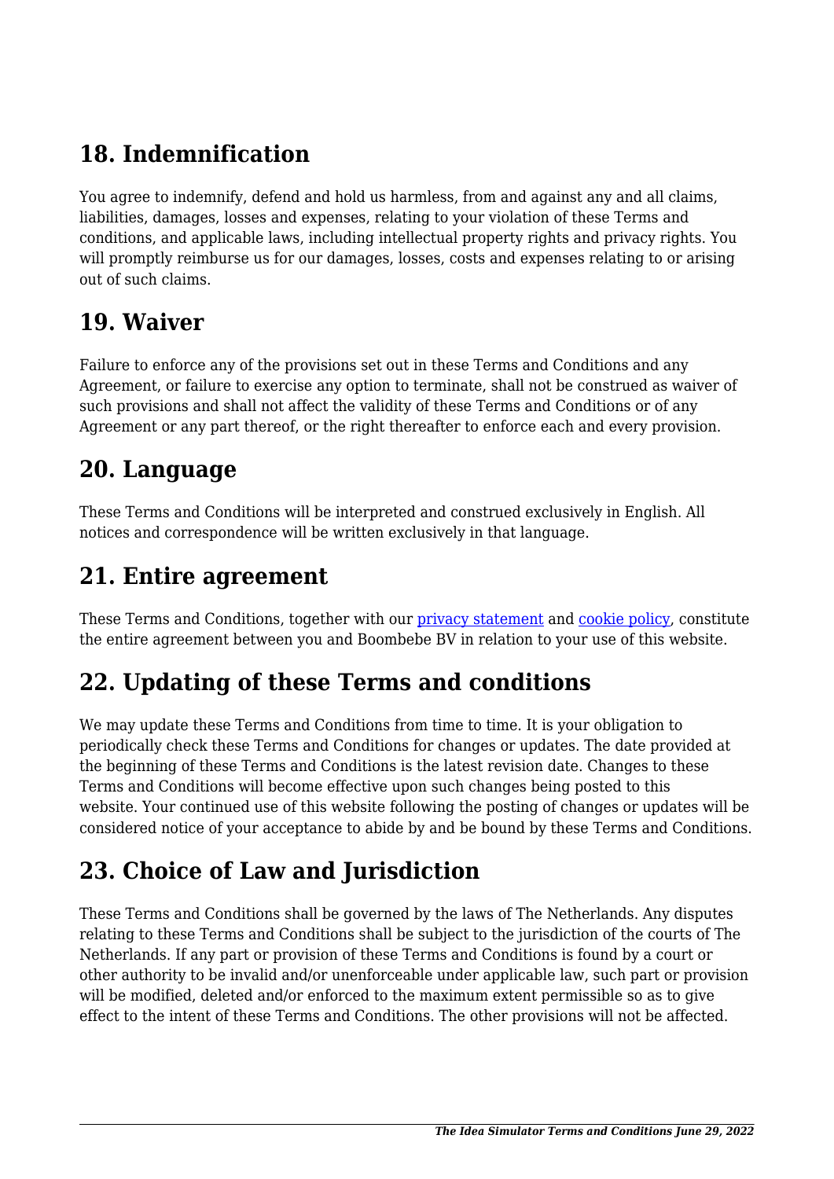## 18. Indemnification

You agree to indemnify, defend and hold us harmless, from and against any and all claims, liabilities, damages, losses and expenses, relating to your violation of these Terms and conditions, and applicable laws, including intellectual property rights and privacy rights. You will promptly reimburse us for our damages, losses, costs and expenses relating to or arising out of such claims.

## 19. Waiver

Failure to enforce any of the provisions set out in these Terms and Conditions and any Agreement, or failure to exercise any option to terminate, shall not be construed as waiver of such provisions and shall not affect the validity of these Terms and Conditions or of any Agreement or any part thereof, or the right thereafter to enforce each and every provision.

## 20. Language

These Terms and Conditions will be interpreted and construed exclusively in English. All notices and correspondence will be written exclusively in that language.

## 21. Entire agreement

These Terms and Conditions, together with our privacy statement and cookie policy, constitute the entire agreement between you and Boombebe BV in relation to your use of this website.

## 22. Updating of these Terms and conditions

We may update these Terms and Conditions from time to time. It is your obligation to periodically check these Terms and Conditions for changes or updates. The date provided at the beginning of these Terms and Conditions is the latest revision date. Changes to these Terms and Conditions will become effective upon such changes being posted to this website. Your continued use of this website following the posting of changes or updates will be considered notice of your acceptance to abide by and be bound by these Terms and Conditions.

## 23. Choice of Law and Jurisdiction

These Terms and Conditions shall be governed by the laws of The Netherlands. Any disputes relating to these Terms and Conditions shall be subject to the jurisdiction of the courts of The Netherlands. If any part or provision of these Terms and Conditions is found by a court or other authority to be invalid and/or unenforceable under applicable law, such part or provision will be modified, deleted and/or enforced to the maximum extent permissible so as to give effect to the intent of these Terms and Conditions. The other provisions will not be affected.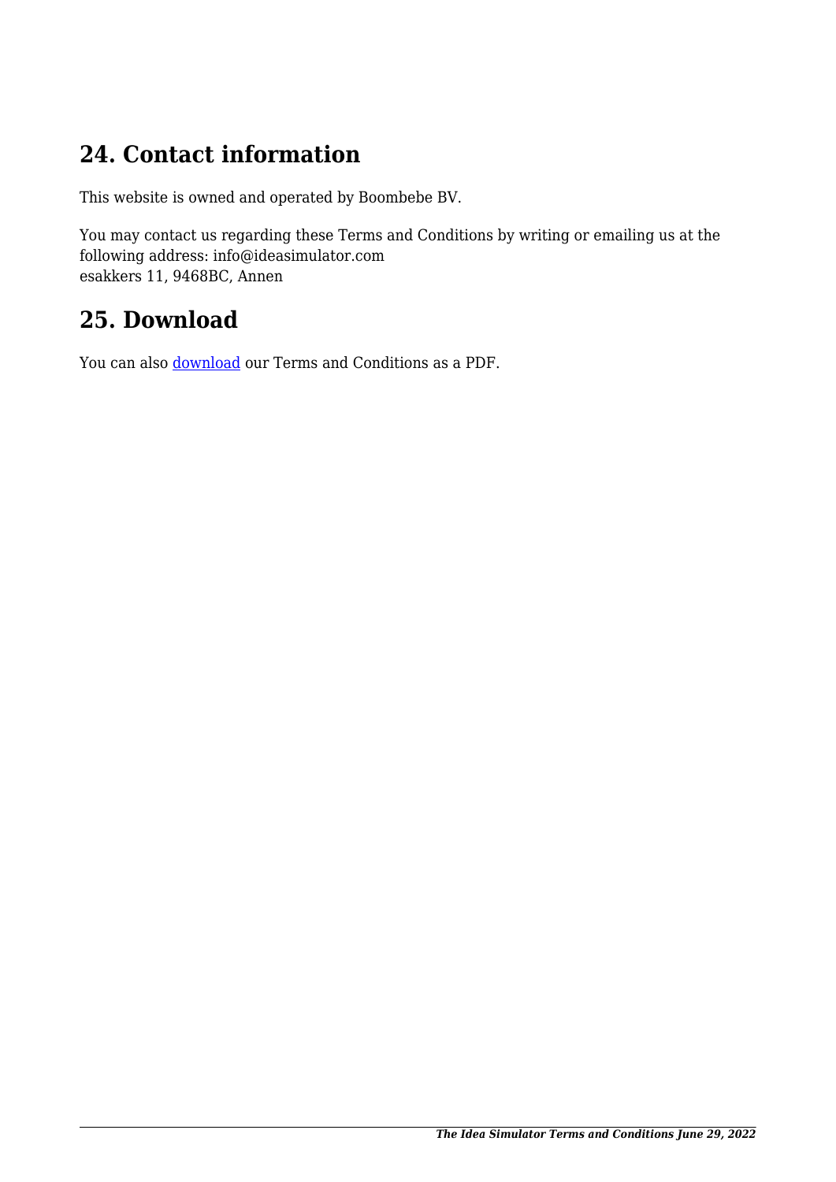## 24. Contact information

This website is owned and operated by Boombebe BV.

You may contact us regarding these Terms and Conditions by writing or emailing us at the following address: info@ideasimulator.com
esakkers 11, 9468BC, Annen

## 25. Download

You can also download our Terms and Conditions as a PDF.